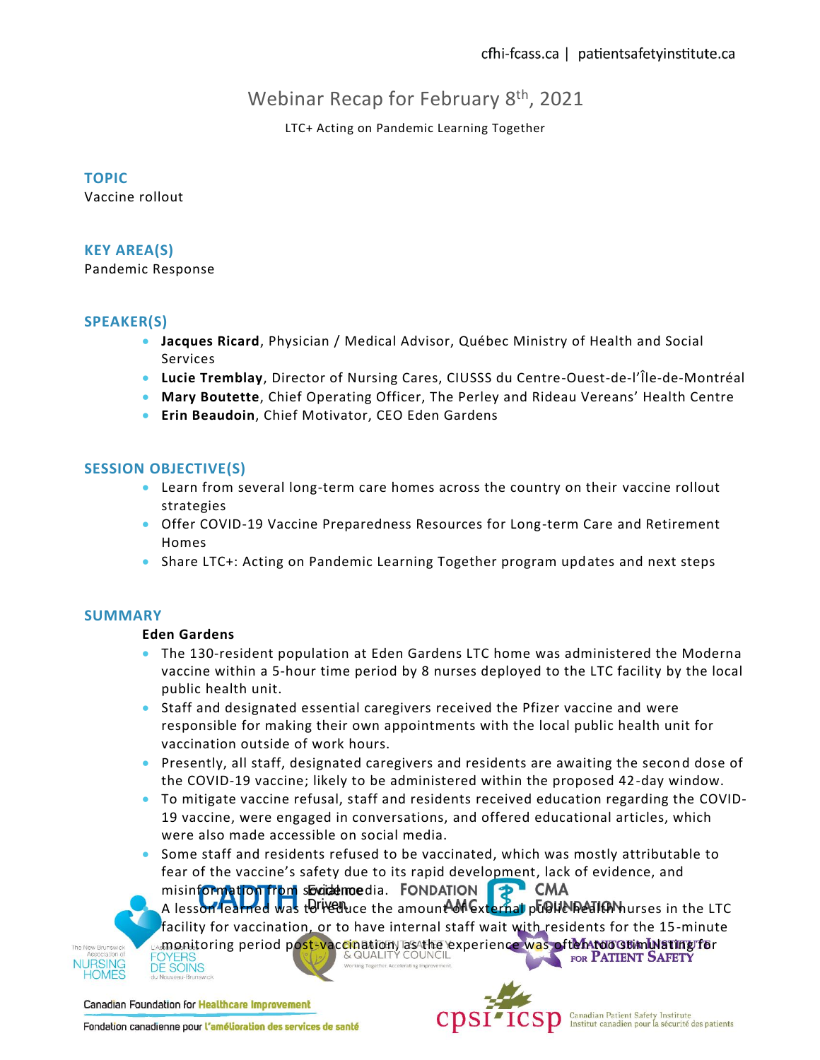# Webinar Recap for February 8th, 2021

LTC+ Acting on Pandemic Learning Together

## TOPIC

Vaccine rollout

## KEY AREA(S)

Pandemic Response

## SPEAKER(S)

- **Jacques Ricard**, Physician / Medical Advisor, Québec Ministry of Health and Social Services
- **Lucie Tremblay**, Director of Nursing Cares, CIUSSS du Centre-Ouest-de-l'Île-de-Montréal
- **Mary Boutette**, Chief Operating Officer, The Perley and Rideau Vereans' Health Centre
- **Erin Beaudoin**, Chief Motivator, CEO Eden Gardens

## SESSION OBJECTIVE(S)

- Learn from several long-term care homes across the country on their vaccine rollout strategies
- Offer COVID-19 Vaccine Preparedness Resources for Long-term Care and Retirement Homes
- Share LTC+: Acting on Pandemic Learning Together program updates and next steps

## SUMMARY

**Eden Gardens**

- The 130-resident population at Eden Gardens LTC home was administered the Moderna vaccine within a 5-hour time period by 8 nurses deployed to the LTC facility by the local public health unit.
- Staff and designated essential caregivers received the Pfizer vaccine and were responsible for making their own appointments with the local public health unit for vaccination outside of work hours.
- Presently, all staff, designated caregivers and residents are awaiting the second dose of the COVID-19 vaccine; likely to be administered within the proposed 42-day window.
- To mitigate vaccine refusal, staff and residents received education regarding the COVID-19 vaccine, were engaged in conversations, and offered educational articles, which were also made accessible on social media.
- Some staff and residents refused to be vaccinated, which was mostly attributable to fear of the vaccine's safety due to its rapid development, lack of evidence, and misinformation from social media.
- A lesson learned was to reduce the amount of external public health nurses in the LTC facility for vaccination, or to have internal staff wait with residents for the 15-minute monitoring period post-vaccination, as the experience was often overstimulating for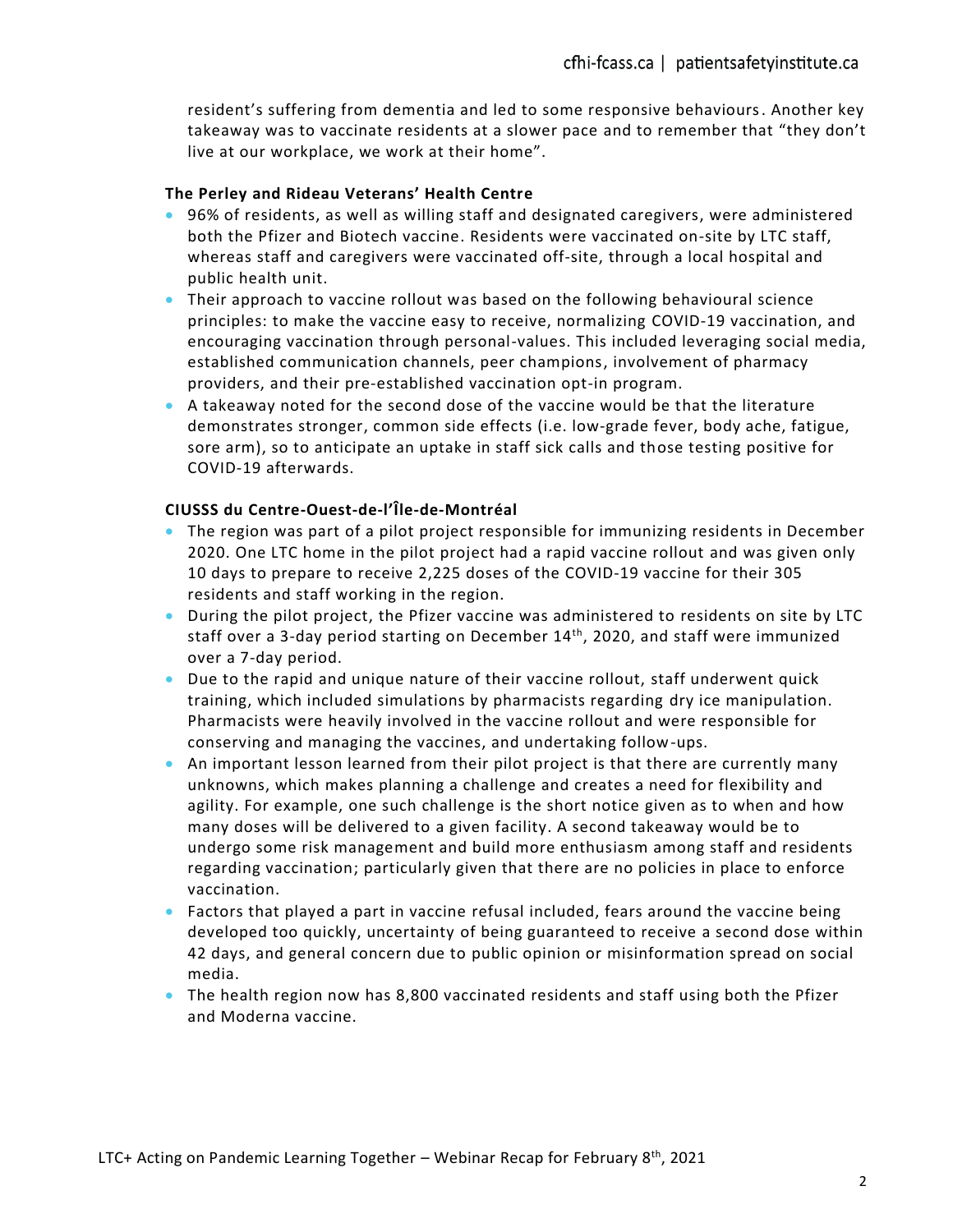resident's suffering from dementia and led to some responsive behaviours. Another key takeaway was to vaccinate residents at a slower pace and to remember that "they don't live at our workplace, we work at their home".

**The Perley and Rideau Veterans' Health Centre**

- 96% of residents, as well as willing staff and designated caregivers, were administered both the Pfizer and Biotech vaccine. Residents were vaccinated on-site by LTC staff, whereas staff and caregivers were vaccinated off-site, through a local hospital and public health unit.
- Their approach to vaccine rollout was based on the following behavioural science principles: to make the vaccine easy to receive, normalizing COVID-19 vaccination, and encouraging vaccination through personal-values. This included leveraging social media, established communication channels, peer champions, involvement of pharmacy providers, and their pre-established vaccination opt-in program.
- A takeaway noted for the second dose of the vaccine would be that the literature demonstrates stronger, common side effects (i.e. low-grade fever, body ache, fatigue, sore arm), so to anticipate an uptake in staff sick calls and those testing positive for COVID-19 afterwards.

**CIUSSS du Centre-Ouest-de-l'Île-de-Montréal**

- The region was part of a pilot project responsible for immunizing residents in December 2020. One LTC home in the pilot project had a rapid vaccine rollout and was given only 10 days to prepare to receive 2,225 doses of the COVID-19 vaccine for their 305 residents and staff working in the region.
- During the pilot project, the Pfizer vaccine was administered to residents on site by LTC staff over a 3-day period starting on December 14th, 2020, and staff were immunized over a 7-day period.
- Due to the rapid and unique nature of their vaccine rollout, staff underwent quick training, which included simulations by pharmacists regarding dry ice manipulation. Pharmacists were heavily involved in the vaccine rollout and were responsible for conserving and managing the vaccines, and undertaking follow-ups.
- An important lesson learned from their pilot project is that there are currently many unknowns, which makes planning a challenge and creates a need for flexibility and agility. For example, one such challenge is the short notice given as to when and how many doses will be delivered to a given facility. A second takeaway would be to undergo some risk management and build more enthusiasm among staff and residents regarding vaccination; particularly given that there are no policies in place to enforce vaccination.
- Factors that played a part in vaccine refusal included, fears around the vaccine being developed too quickly, uncertainty of being guaranteed to receive a second dose within 42 days, and general concern due to public opinion or misinformation spread on social media.
- The health region now has 8,800 vaccinated residents and staff using both the Pfizer and Moderna vaccine.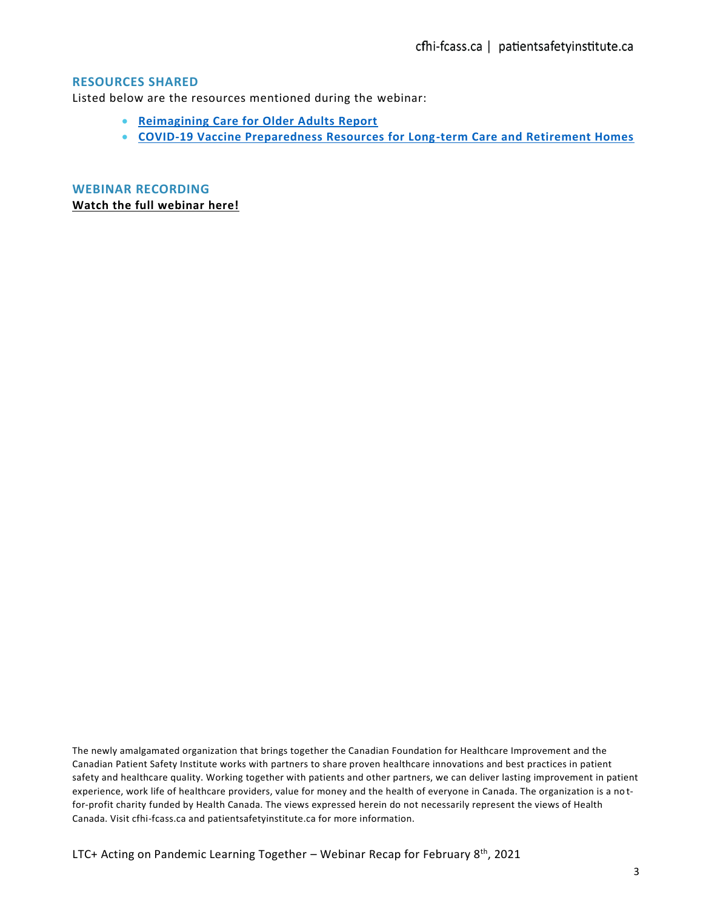## RESOURCES SHARED

Listed below are the resources mentioned during the webinar:

- **Reimagining Care for Older Adults Report**
- **COVID-19 Vaccine Preparedness Resources for Long-term Care and Retirement Homes**

## WEBINAR RECORDING

**Watch the full webinar here!**

The newly amalgamated organization that brings together the Canadian Foundation for Healthcare Improvement and the Canadian Patient Safety Institute works with partners to share proven healthcare innovations and best practices in patient safety and healthcare quality. Working together with patients and other partners, we can deliver lasting improvement in patient experience, work life of healthcare providers, value for money and the health of everyone in Canada. The organization is a not-for-profit charity funded by Health Canada. The views expressed herein do not necessarily represent the views of Health Canada. Visit cfhi-fcass.ca and patientsafetyinstitute.ca for more information.